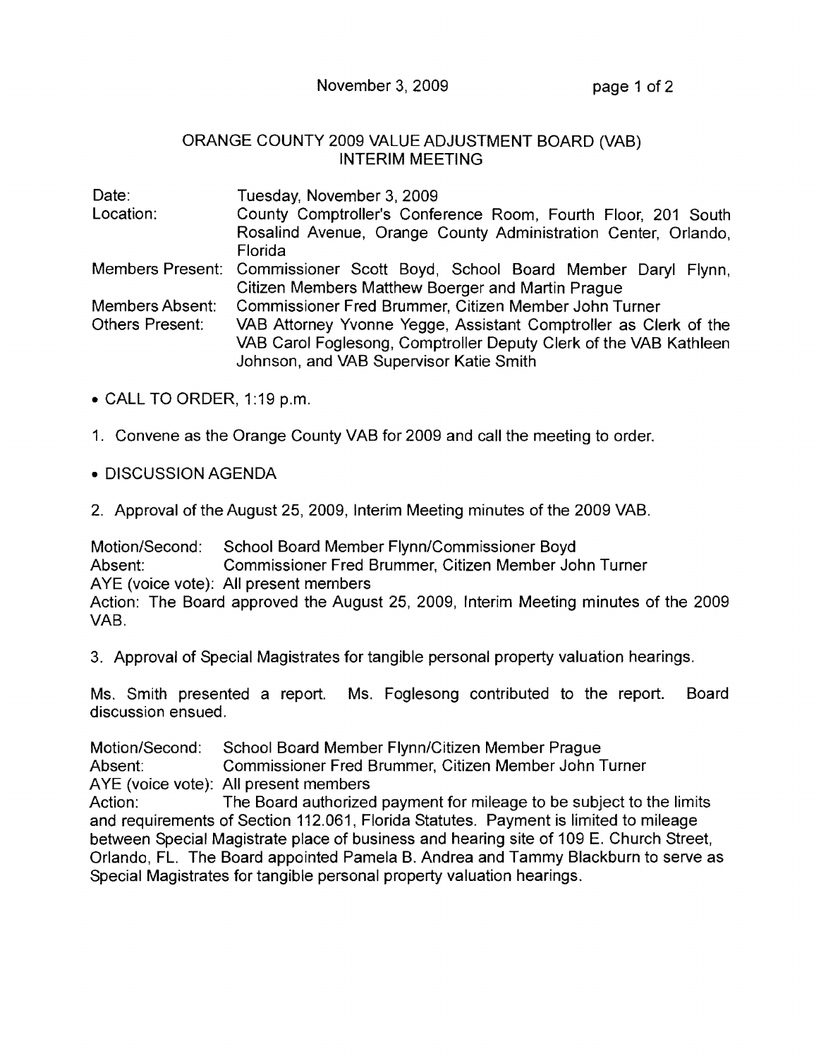# ORANGE COUNTY 2009 VALUE ADJUSTMENT BOARD (VAB) INTERIM MEETING

| | |
|---|---|
| Date: | Tuesday, November 3, 2009 |
| Location: | County Comptroller's Conference Room, Fourth Floor, 201 South Rosalind Avenue, Orange County Administration Center, Orlando, Florida |
| Members Present: | Commissioner Scott Boyd, School Board Member Daryl Flynn, Citizen Members Matthew Boerger and Martin Prague |
| Members Absent: | Commissioner Fred Brummer, Citizen Member John Turner |
| Others Present: | VAB Attorney Yvonne Yegge, Assistant Comptroller as Clerk of the VAB Carol Foglesong, Comptroller Deputy Clerk of the VAB Kathleen Johnson, and VAB Supervisor Katie Smith |

- CALL TO ORDER, 1:19 p.m.

1. Convene as the Orange County VAB for 2009 and call the meeting to order.

- DISCUSSION AGENDA

2. Approval of the August 25, 2009, Interim Meeting minutes of the 2009 VAB.

Motion/Second: School Board Member Flynn/Commissioner Boyd
Absent: Commissioner Fred Brummer, Citizen Member John Turner
AYE (voice vote): All present members
Action: The Board approved the August 25, 2009, Interim Meeting minutes of the 2009 VAB.

3. Approval of Special Magistrates for tangible personal property valuation hearings.

Ms. Smith presented a report. Ms. Foglesong contributed to the report. Board discussion ensued.

Motion/Second: School Board Member Flynn/Citizen Member Prague
Absent: Commissioner Fred Brummer, Citizen Member John Turner
AYE (voice vote): All present members
Action: The Board authorized payment for mileage to be subject to the limits and requirements of Section 112.061, Florida Statutes. Payment is limited to mileage between Special Magistrate place of business and hearing site of 109 E. Church Street, Orlando, FL. The Board appointed Pamela B. Andrea and Tammy Blackburn to serve as Special Magistrates for tangible personal property valuation hearings.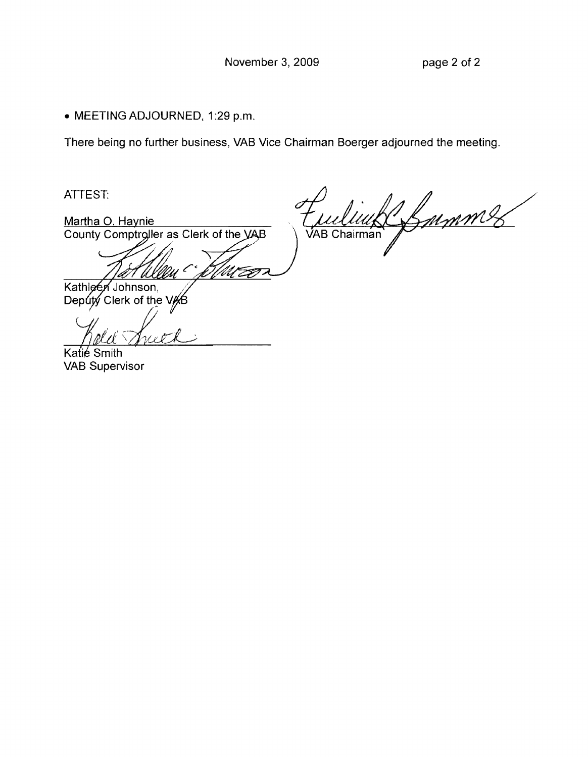November 3, 2009

• MEETING ADJOURNED, 1:29 p.m.

There being no further business, VAB Vice Chairman Boerger adjourned the meeting.

ATTEST:

Martha O. Haynie
County Comptroller as Clerk of the VAB

VAB Chairman

Kathleen Johnson,
Deputy Clerk of the VAB

Katie Smith
VAB Supervisor